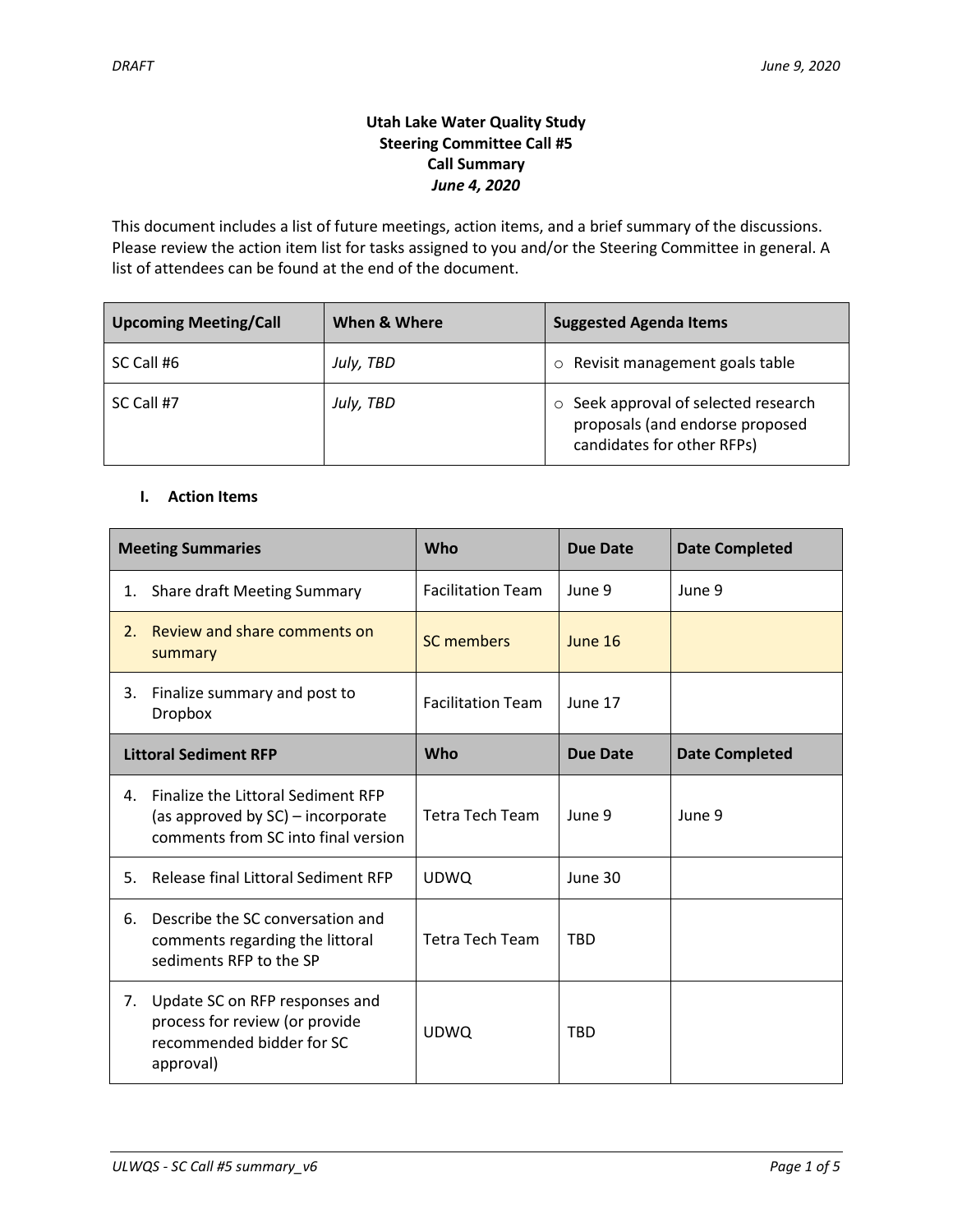DRAFT June 9, 2020

**Utah Lake Water Quality Study**
**Steering Committee Call #5**
**Call Summary**
***June 4, 2020***

This document includes a list of future meetings, action items, and a brief summary of the discussions. Please review the action item list for tasks assigned to you and/or the Steering Committee in general. A list of attendees can be found at the end of the document.

| Upcoming Meeting/Call | When & Where | Suggested Agenda Items |
|---|---|---|
| SC Call #6 | *July, TBD* | ○ Revisit management goals table |
| SC Call #7 | *July, TBD* | ○ Seek approval of selected research proposals (and endorse proposed candidates for other RFPs) |

## I. Action Items

| Meeting Summaries | Who | Due Date | Date Completed |
|---|---|---|---|
| 1. Share draft Meeting Summary | Facilitation Team | June 9 | June 9 |
| 2. Review and share comments on summary | SC members | June 16 | |
| 3. Finalize summary and post to Dropbox | Facilitation Team | June 17 | |
| **Littoral Sediment RFP** | **Who** | **Due Date** | **Date Completed** |
| 4. Finalize the Littoral Sediment RFP (as approved by SC) – incorporate comments from SC into final version | Tetra Tech Team | June 9 | June 9 |
| 5. Release final Littoral Sediment RFP | UDWQ | June 30 | |
| 6. Describe the SC conversation and comments regarding the littoral sediments RFP to the SP | Tetra Tech Team | TBD | |
| 7. Update SC on RFP responses and process for review (or provide recommended bidder for SC approval) | UDWQ | TBD | |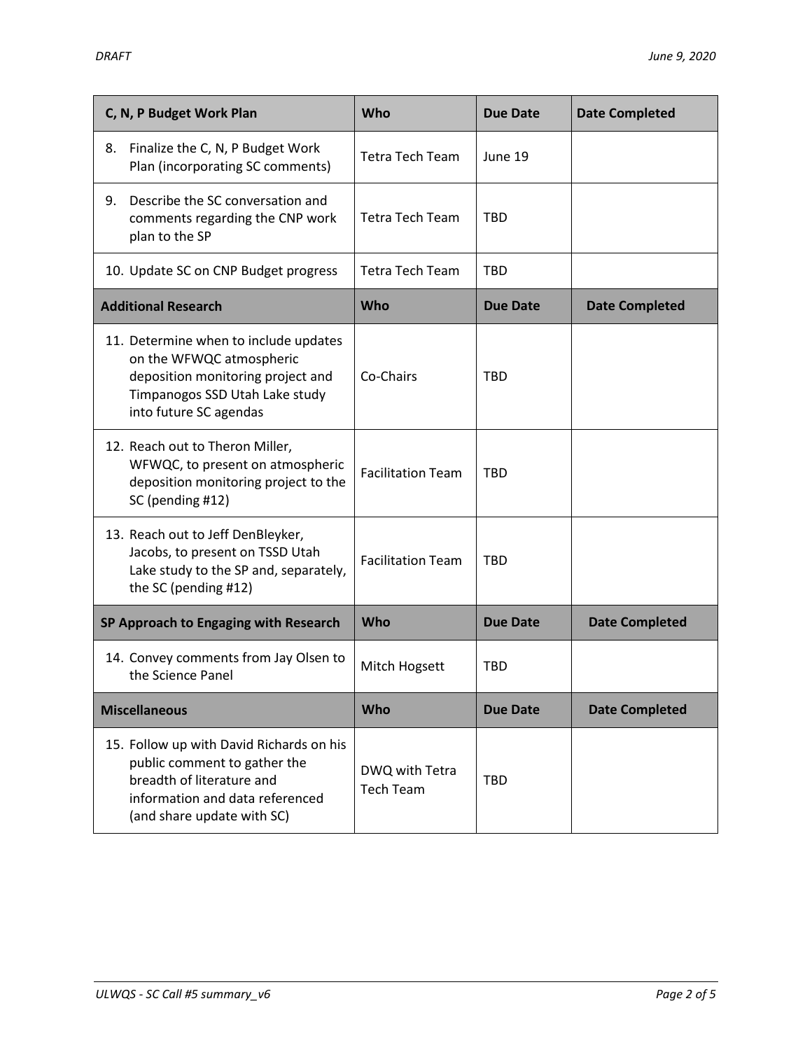| C, N, P Budget Work Plan | Who | Due Date | Date Completed |
|---|---|---|---|
| 8. Finalize the C, N, P Budget Work Plan (incorporating SC comments) | Tetra Tech Team | June 19 | |
| 9. Describe the SC conversation and comments regarding the CNP work plan to the SP | Tetra Tech Team | TBD | |
| 10. Update SC on CNP Budget progress | Tetra Tech Team | TBD | |
| **Additional Research** | **Who** | **Due Date** | **Date Completed** |
| 11. Determine when to include updates on the WFWQC atmospheric deposition monitoring project and Timpanogos SSD Utah Lake study into future SC agendas | Co-Chairs | TBD | |
| 12. Reach out to Theron Miller, WFWQC, to present on atmospheric deposition monitoring project to the SC (pending #12) | Facilitation Team | TBD | |
| 13. Reach out to Jeff DenBleyker, Jacobs, to present on TSSD Utah Lake study to the SP and, separately, the SC (pending #12) | Facilitation Team | TBD | |
| **SP Approach to Engaging with Research** | **Who** | **Due Date** | **Date Completed** |
| 14. Convey comments from Jay Olsen to the Science Panel | Mitch Hogsett | TBD | |
| **Miscellaneous** | **Who** | **Due Date** | **Date Completed** |
| 15. Follow up with David Richards on his public comment to gather the breadth of literature and information and data referenced (and share update with SC) | DWQ with Tetra Tech Team | TBD | |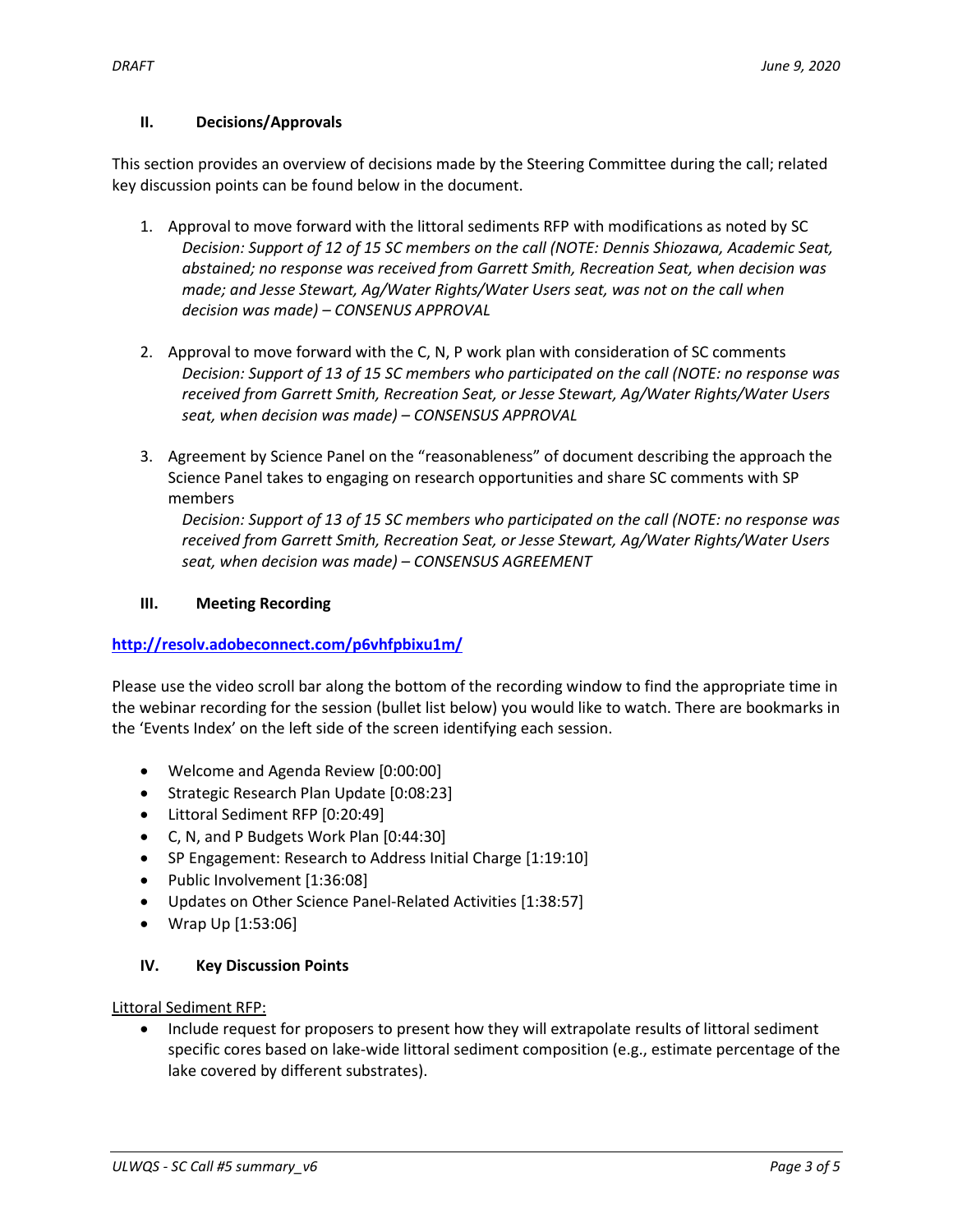### II. Decisions/Approvals

This section provides an overview of decisions made by the Steering Committee during the call; related key discussion points can be found below in the document.

1. Approval to move forward with the littoral sediments RFP with modifications as noted by SC
   *Decision: Support of 12 of 15 SC members on the call (NOTE: Dennis Shiozawa, Academic Seat, abstained; no response was received from Garrett Smith, Recreation Seat, when decision was made; and Jesse Stewart, Ag/Water Rights/Water Users seat, was not on the call when decision was made) – CONSENUS APPROVAL*

2. Approval to move forward with the C, N, P work plan with consideration of SC comments
   *Decision: Support of 13 of 15 SC members who participated on the call (NOTE: no response was received from Garrett Smith, Recreation Seat, or Jesse Stewart, Ag/Water Rights/Water Users seat, when decision was made) – CONSENSUS APPROVAL*

3. Agreement by Science Panel on the "reasonableness" of document describing the approach the Science Panel takes to engaging on research opportunities and share SC comments with SP members
   *Decision: Support of 13 of 15 SC members who participated on the call (NOTE: no response was received from Garrett Smith, Recreation Seat, or Jesse Stewart, Ag/Water Rights/Water Users seat, when decision was made) – CONSENSUS AGREEMENT*

### III. Meeting Recording

**http://resolv.adobeconnect.com/p6vhfpbixu1m/**

Please use the video scroll bar along the bottom of the recording window to find the appropriate time in the webinar recording for the session (bullet list below) you would like to watch. There are bookmarks in the 'Events Index' on the left side of the screen identifying each session.

- Welcome and Agenda Review [0:00:00]
- Strategic Research Plan Update [0:08:23]
- Littoral Sediment RFP [0:20:49]
- C, N, and P Budgets Work Plan [0:44:30]
- SP Engagement: Research to Address Initial Charge [1:19:10]
- Public Involvement [1:36:08]
- Updates on Other Science Panel-Related Activities [1:38:57]
- Wrap Up [1:53:06]

### IV. Key Discussion Points

Littoral Sediment RFP:

- Include request for proposers to present how they will extrapolate results of littoral sediment specific cores based on lake-wide littoral sediment composition (e.g., estimate percentage of the lake covered by different substrates).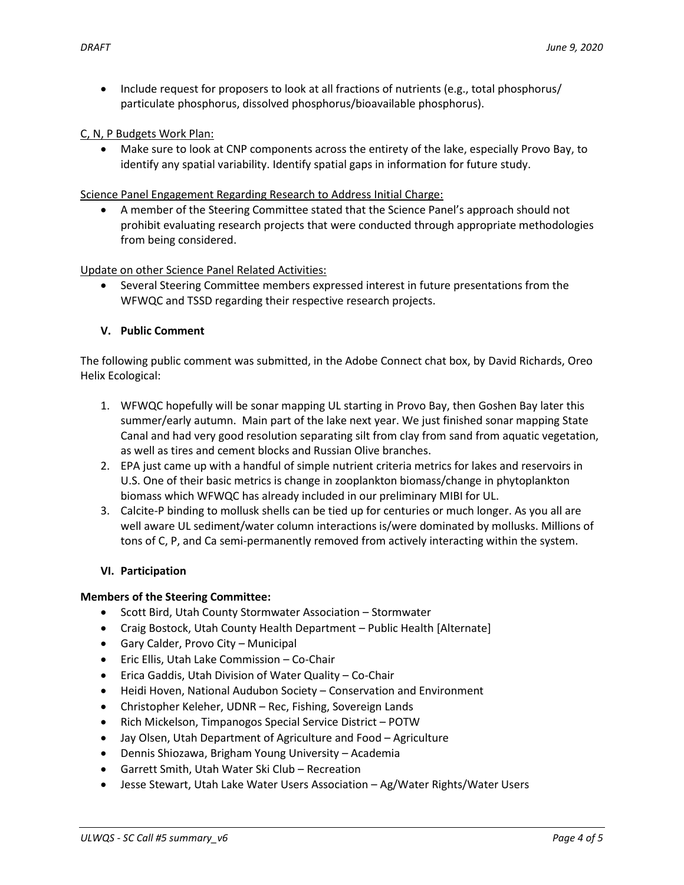- Include request for proposers to look at all fractions of nutrients (e.g., total phosphorus/ particulate phosphorus, dissolved phosphorus/bioavailable phosphorus).

C, N, P Budgets Work Plan:

- Make sure to look at CNP components across the entirety of the lake, especially Provo Bay, to identify any spatial variability. Identify spatial gaps in information for future study.

Science Panel Engagement Regarding Research to Address Initial Charge:

- A member of the Steering Committee stated that the Science Panel's approach should not prohibit evaluating research projects that were conducted through appropriate methodologies from being considered.

Update on other Science Panel Related Activities:

- Several Steering Committee members expressed interest in future presentations from the WFWQC and TSSD regarding their respective research projects.

### V. Public Comment

The following public comment was submitted, in the Adobe Connect chat box, by David Richards, Oreo Helix Ecological:

1. WFWQC hopefully will be sonar mapping UL starting in Provo Bay, then Goshen Bay later this summer/early autumn. Main part of the lake next year. We just finished sonar mapping State Canal and had very good resolution separating silt from clay from sand from aquatic vegetation, as well as tires and cement blocks and Russian Olive branches.
2. EPA just came up with a handful of simple nutrient criteria metrics for lakes and reservoirs in U.S. One of their basic metrics is change in zooplankton biomass/change in phytoplankton biomass which WFWQC has already included in our preliminary MIBI for UL.
3. Calcite-P binding to mollusk shells can be tied up for centuries or much longer. As you all are well aware UL sediment/water column interactions is/were dominated by mollusks. Millions of tons of C, P, and Ca semi-permanently removed from actively interacting within the system.

### VI. Participation

**Members of the Steering Committee:**

- Scott Bird, Utah County Stormwater Association – Stormwater
- Craig Bostock, Utah County Health Department – Public Health [Alternate]
- Gary Calder, Provo City – Municipal
- Eric Ellis, Utah Lake Commission – Co-Chair
- Erica Gaddis, Utah Division of Water Quality – Co-Chair
- Heidi Hoven, National Audubon Society – Conservation and Environment
- Christopher Keleher, UDNR – Rec, Fishing, Sovereign Lands
- Rich Mickelson, Timpanogos Special Service District – POTW
- Jay Olsen, Utah Department of Agriculture and Food – Agriculture
- Dennis Shiozawa, Brigham Young University – Academia
- Garrett Smith, Utah Water Ski Club – Recreation
- Jesse Stewart, Utah Lake Water Users Association – Ag/Water Rights/Water Users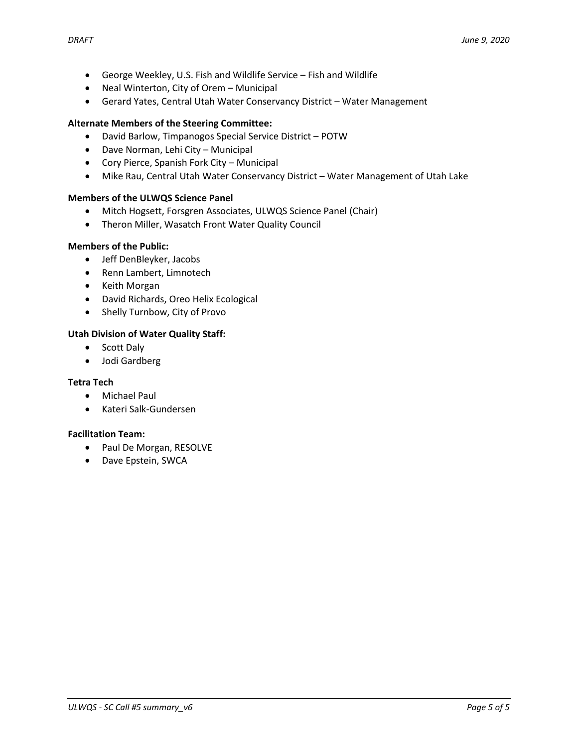- George Weekley, U.S. Fish and Wildlife Service – Fish and Wildlife
- Neal Winterton, City of Orem – Municipal
- Gerard Yates, Central Utah Water Conservancy District – Water Management

**Alternate Members of the Steering Committee:**

- David Barlow, Timpanogos Special Service District – POTW
- Dave Norman, Lehi City – Municipal
- Cory Pierce, Spanish Fork City – Municipal
- Mike Rau, Central Utah Water Conservancy District – Water Management of Utah Lake

**Members of the ULWQS Science Panel**

- Mitch Hogsett, Forsgren Associates, ULWQS Science Panel (Chair)
- Theron Miller, Wasatch Front Water Quality Council

**Members of the Public:**

- Jeff DenBleyker, Jacobs
- Renn Lambert, Limnotech
- Keith Morgan
- David Richards, Oreo Helix Ecological
- Shelly Turnbow, City of Provo

**Utah Division of Water Quality Staff:**

- Scott Daly
- Jodi Gardberg

**Tetra Tech**

- Michael Paul
- Kateri Salk-Gundersen

**Facilitation Team:**

- Paul De Morgan, RESOLVE
- Dave Epstein, SWCA